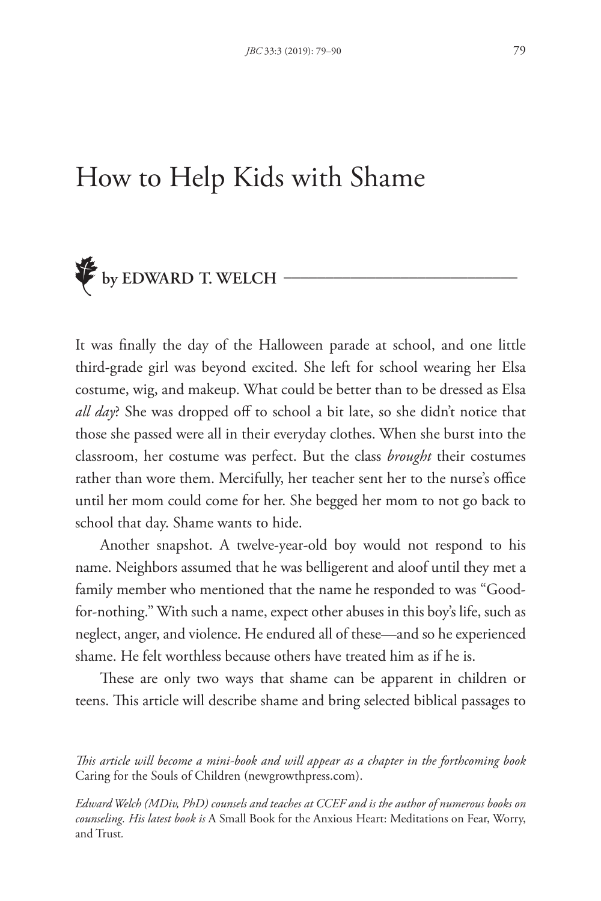# How to Help Kids with Shame

**by EDWARD T. WELCH**

It was finally the day of the Halloween parade at school, and one little third-grade girl was beyond excited. She left for school wearing her Elsa costume, wig, and makeup. What could be better than to be dressed as Elsa *all day*? She was dropped off to school a bit late, so she didn't notice that those she passed were all in their everyday clothes. When she burst into the classroom, her costume was perfect. But the class *brought* their costumes rather than wore them. Mercifully, her teacher sent her to the nurse's office until her mom could come for her. She begged her mom to not go back to school that day. Shame wants to hide.

Another snapshot. A twelve-year-old boy would not respond to his name. Neighbors assumed that he was belligerent and aloof until they met a family member who mentioned that the name he responded to was "Good-for-nothing." With such a name, expect other abuses in this boy's life, such as neglect, anger, and violence. He endured all of these—and so he experienced shame. He felt worthless because others have treated him as if he is.

These are only two ways that shame can be apparent in children or teens. This article will describe shame and bring selected biblical passages to

*This article will become a mini-book and will appear as a chapter in the forthcoming book* Caring for the Souls of Children (newgrowthpress.com).

*Edward Welch (MDiv, PhD) counsels and teaches at CCEF and is the author of numerous books on counseling. His latest book is* A Small Book for the Anxious Heart: Meditations on Fear, Worry, and Trust*.*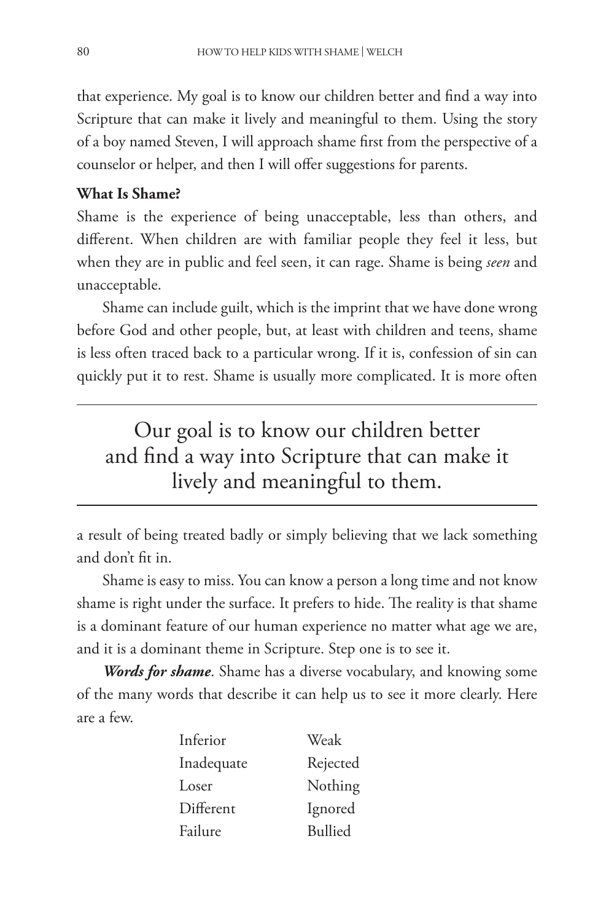that experience. My goal is to know our children better and find a way into Scripture that can make it lively and meaningful to them. Using the story of a boy named Steven, I will approach shame first from the perspective of a counselor or helper, and then I will offer suggestions for parents.

**What Is Shame?**

Shame is the experience of being unacceptable, less than others, and different. When children are with familiar people they feel it less, but when they are in public and feel seen, it can rage. Shame is being *seen* and unacceptable.

Shame can include guilt, which is the imprint that we have done wrong before God and other people, but, at least with children and teens, shame is less often traced back to a particular wrong. If it is, confession of sin can quickly put it to rest. Shame is usually more complicated. It is more often a result of being treated badly or simply believing that we lack something and don't fit in.

> Our goal is to know our children better and find a way into Scripture that can make it lively and meaningful to them.

Shame is easy to miss. You can know a person a long time and not know shame is right under the surface. It prefers to hide. The reality is that shame is a dominant feature of our human experience no matter what age we are, and it is a dominant theme in Scripture. Step one is to see it.

***Words for shame***. Shame has a diverse vocabulary, and knowing some of the many words that describe it can help us to see it more clearly. Here are a few.

| | |
|---|---|
| Inferior | Weak |
| Inadequate | Rejected |
| Loser | Nothing |
| Different | Ignored |
| Failure | Bullied |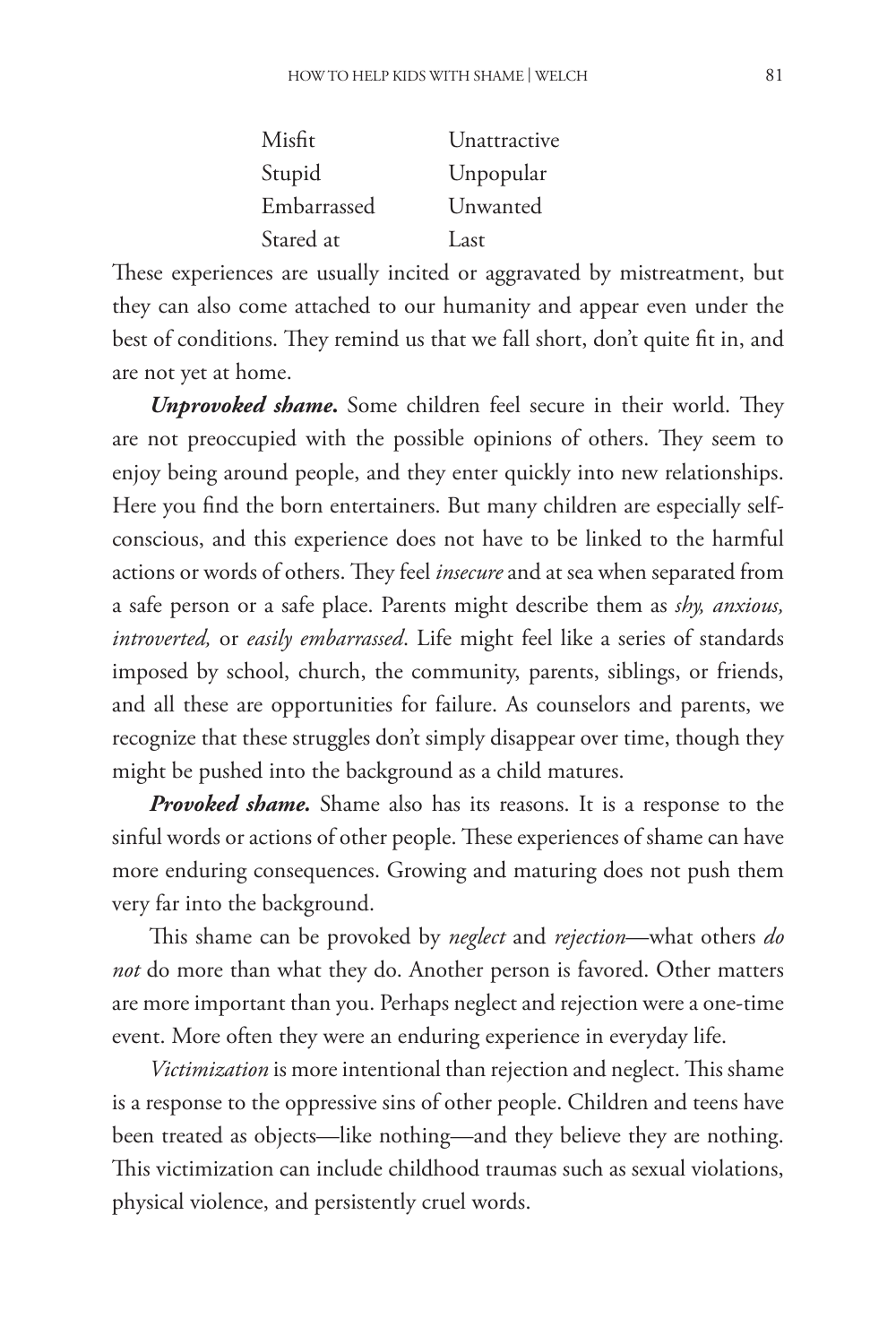| | |
|---|---|
| Misfit | Unattractive |
| Stupid | Unpopular |
| Embarrassed | Unwanted |
| Stared at | Last |

These experiences are usually incited or aggravated by mistreatment, but they can also come attached to our humanity and appear even under the best of conditions. They remind us that we fall short, don't quite fit in, and are not yet at home.

***Unprovoked shame.*** Some children feel secure in their world. They are not preoccupied with the possible opinions of others. They seem to enjoy being around people, and they enter quickly into new relationships. Here you find the born entertainers. But many children are especially self-conscious, and this experience does not have to be linked to the harmful actions or words of others. They feel *insecure* and at sea when separated from a safe person or a safe place. Parents might describe them as *shy, anxious, introverted,* or *easily embarrassed*. Life might feel like a series of standards imposed by school, church, the community, parents, siblings, or friends, and all these are opportunities for failure. As counselors and parents, we recognize that these struggles don't simply disappear over time, though they might be pushed into the background as a child matures.

***Provoked shame.*** Shame also has its reasons. It is a response to the sinful words or actions of other people. These experiences of shame can have more enduring consequences. Growing and maturing does not push them very far into the background.

This shame can be provoked by *neglect* and *rejection*—what others *do not* do more than what they do. Another person is favored. Other matters are more important than you. Perhaps neglect and rejection were a one-time event. More often they were an enduring experience in everyday life.

*Victimization* is more intentional than rejection and neglect. This shame is a response to the oppressive sins of other people. Children and teens have been treated as objects—like nothing—and they believe they are nothing. This victimization can include childhood traumas such as sexual violations, physical violence, and persistently cruel words.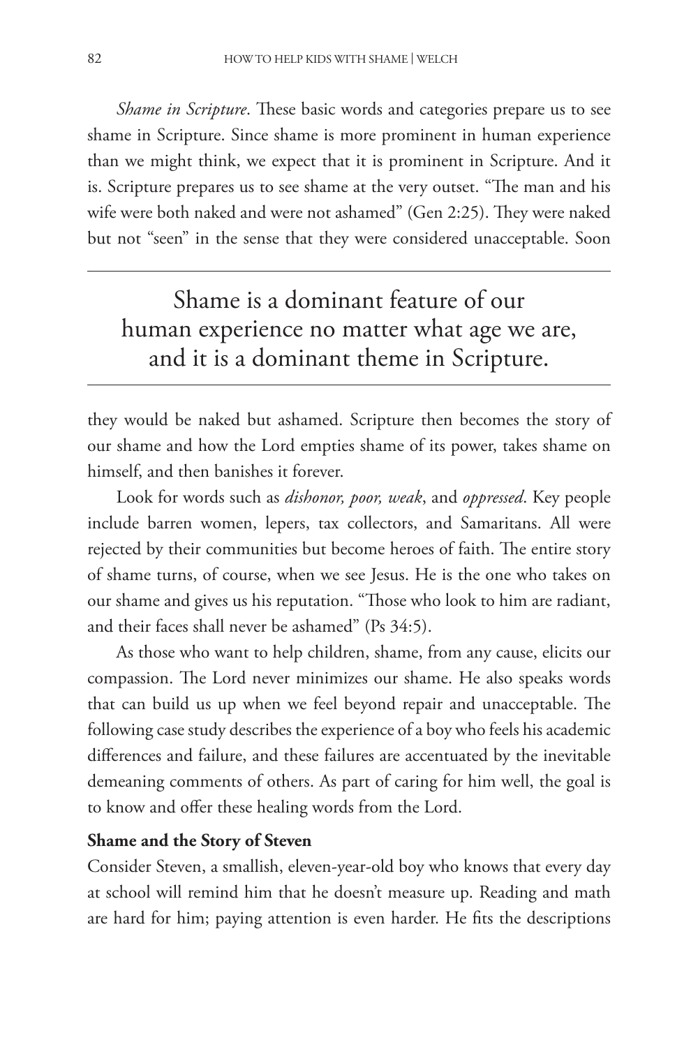*Shame in Scripture*. These basic words and categories prepare us to see shame in Scripture. Since shame is more prominent in human experience than we might think, we expect that it is prominent in Scripture. And it is. Scripture prepares us to see shame at the very outset. "The man and his wife were both naked and were not ashamed" (Gen 2:25). They were naked but not "seen" in the sense that they were considered unacceptable. Soon they would be naked but ashamed. Scripture then becomes the story of our shame and how the Lord empties shame of its power, takes shame on himself, and then banishes it forever.

> Shame is a dominant feature of our human experience no matter what age we are, and it is a dominant theme in Scripture.

Look for words such as *dishonor, poor, weak*, and *oppressed*. Key people include barren women, lepers, tax collectors, and Samaritans. All were rejected by their communities but become heroes of faith. The entire story of shame turns, of course, when we see Jesus. He is the one who takes on our shame and gives us his reputation. "Those who look to him are radiant, and their faces shall never be ashamed" (Ps 34:5).

As those who want to help children, shame, from any cause, elicits our compassion. The Lord never minimizes our shame. He also speaks words that can build us up when we feel beyond repair and unacceptable. The following case study describes the experience of a boy who feels his academic differences and failure, and these failures are accentuated by the inevitable demeaning comments of others. As part of caring for him well, the goal is to know and offer these healing words from the Lord.

**Shame and the Story of Steven**

Consider Steven, a smallish, eleven-year-old boy who knows that every day at school will remind him that he doesn't measure up. Reading and math are hard for him; paying attention is even harder. He fits the descriptions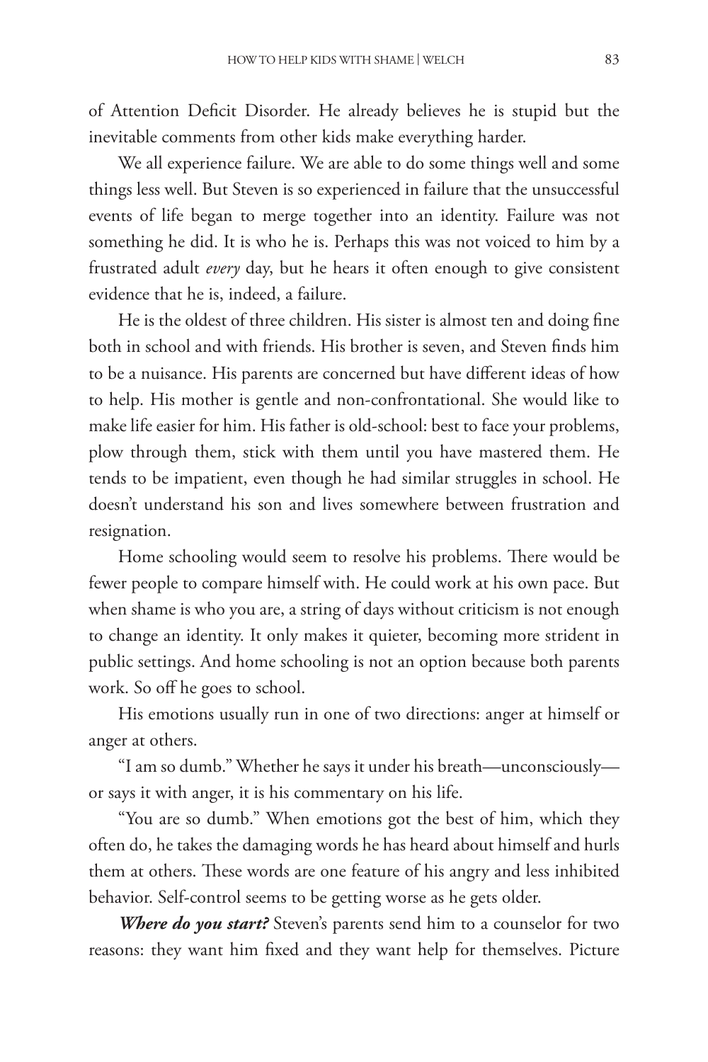of Attention Deficit Disorder. He already believes he is stupid but the inevitable comments from other kids make everything harder.

We all experience failure. We are able to do some things well and some things less well. But Steven is so experienced in failure that the unsuccessful events of life began to merge together into an identity. Failure was not something he did. It is who he is. Perhaps this was not voiced to him by a frustrated adult *every* day, but he hears it often enough to give consistent evidence that he is, indeed, a failure.

He is the oldest of three children. His sister is almost ten and doing fine both in school and with friends. His brother is seven, and Steven finds him to be a nuisance. His parents are concerned but have different ideas of how to help. His mother is gentle and non-confrontational. She would like to make life easier for him. His father is old-school: best to face your problems, plow through them, stick with them until you have mastered them. He tends to be impatient, even though he had similar struggles in school. He doesn't understand his son and lives somewhere between frustration and resignation.

Home schooling would seem to resolve his problems. There would be fewer people to compare himself with. He could work at his own pace. But when shame is who you are, a string of days without criticism is not enough to change an identity. It only makes it quieter, becoming more strident in public settings. And home schooling is not an option because both parents work. So off he goes to school.

His emotions usually run in one of two directions: anger at himself or anger at others.

"I am so dumb." Whether he says it under his breath—unconsciously—or says it with anger, it is his commentary on his life.

"You are so dumb." When emotions got the best of him, which they often do, he takes the damaging words he has heard about himself and hurls them at others. These words are one feature of his angry and less inhibited behavior. Self-control seems to be getting worse as he gets older.

***Where do you start?*** Steven's parents send him to a counselor for two reasons: they want him fixed and they want help for themselves. Picture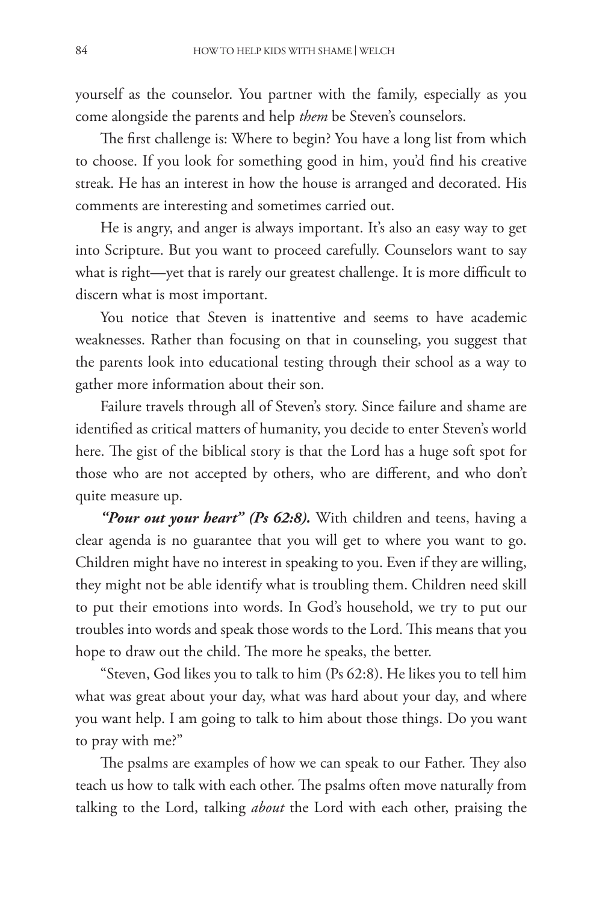yourself as the counselor. You partner with the family, especially as you come alongside the parents and help *them* be Steven's counselors.

The first challenge is: Where to begin? You have a long list from which to choose. If you look for something good in him, you'd find his creative streak. He has an interest in how the house is arranged and decorated. His comments are interesting and sometimes carried out.

He is angry, and anger is always important. It's also an easy way to get into Scripture. But you want to proceed carefully. Counselors want to say what is right—yet that is rarely our greatest challenge. It is more difficult to discern what is most important.

You notice that Steven is inattentive and seems to have academic weaknesses. Rather than focusing on that in counseling, you suggest that the parents look into educational testing through their school as a way to gather more information about their son.

Failure travels through all of Steven's story. Since failure and shame are identified as critical matters of humanity, you decide to enter Steven's world here. The gist of the biblical story is that the Lord has a huge soft spot for those who are not accepted by others, who are different, and who don't quite measure up.

***"Pour out your heart" (Ps 62:8).*** With children and teens, having a clear agenda is no guarantee that you will get to where you want to go. Children might have no interest in speaking to you. Even if they are willing, they might not be able identify what is troubling them. Children need skill to put their emotions into words. In God's household, we try to put our troubles into words and speak those words to the Lord. This means that you hope to draw out the child. The more he speaks, the better.

"Steven, God likes you to talk to him (Ps 62:8). He likes you to tell him what was great about your day, what was hard about your day, and where you want help. I am going to talk to him about those things. Do you want to pray with me?"

The psalms are examples of how we can speak to our Father. They also teach us how to talk with each other. The psalms often move naturally from talking to the Lord, talking *about* the Lord with each other, praising the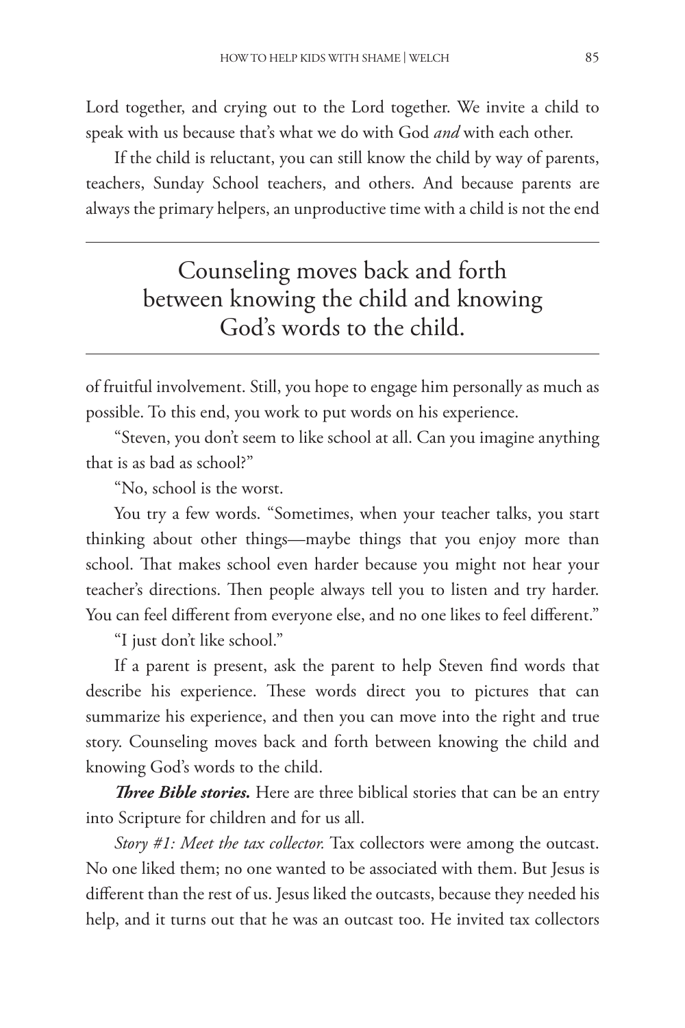Lord together, and crying out to the Lord together. We invite a child to speak with us because that's what we do with God *and* with each other.

If the child is reluctant, you can still know the child by way of parents, teachers, Sunday School teachers, and others. And because parents are always the primary helpers, an unproductive time with a child is not the end of fruitful involvement. Still, you hope to engage him personally as much as possible. To this end, you work to put words on his experience.

> Counseling moves back and forth between knowing the child and knowing God's words to the child.

"Steven, you don't seem to like school at all. Can you imagine anything that is as bad as school?"

"No, school is the worst.

You try a few words. "Sometimes, when your teacher talks, you start thinking about other things—maybe things that you enjoy more than school. That makes school even harder because you might not hear your teacher's directions. Then people always tell you to listen and try harder. You can feel different from everyone else, and no one likes to feel different."

"I just don't like school."

If a parent is present, ask the parent to help Steven find words that describe his experience. These words direct you to pictures that can summarize his experience, and then you can move into the right and true story. Counseling moves back and forth between knowing the child and knowing God's words to the child.

***Three Bible stories.*** Here are three biblical stories that can be an entry into Scripture for children and for us all.

*Story #1: Meet the tax collector.* Tax collectors were among the outcast. No one liked them; no one wanted to be associated with them. But Jesus is different than the rest of us. Jesus liked the outcasts, because they needed his help, and it turns out that he was an outcast too. He invited tax collectors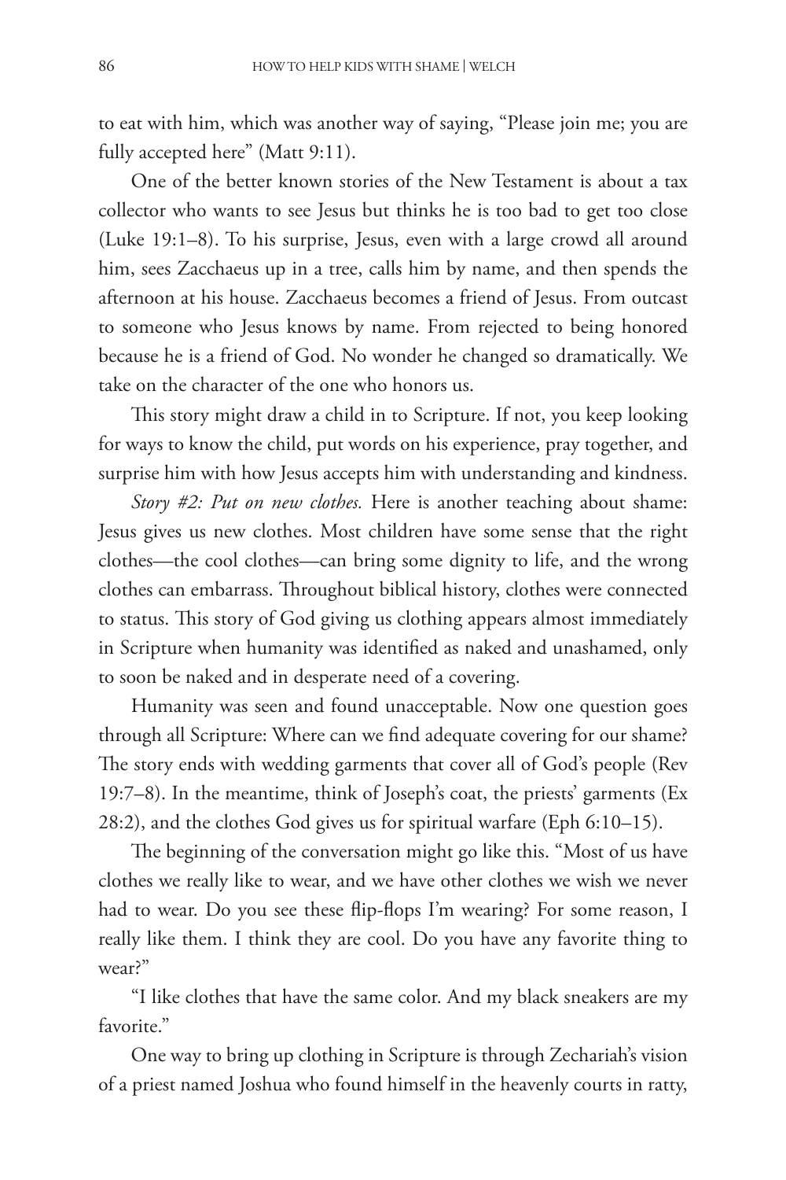to eat with him, which was another way of saying, "Please join me; you are fully accepted here" (Matt 9:11).

One of the better known stories of the New Testament is about a tax collector who wants to see Jesus but thinks he is too bad to get too close (Luke 19:1–8). To his surprise, Jesus, even with a large crowd all around him, sees Zacchaeus up in a tree, calls him by name, and then spends the afternoon at his house. Zacchaeus becomes a friend of Jesus. From outcast to someone who Jesus knows by name. From rejected to being honored because he is a friend of God. No wonder he changed so dramatically. We take on the character of the one who honors us.

This story might draw a child in to Scripture. If not, you keep looking for ways to know the child, put words on his experience, pray together, and surprise him with how Jesus accepts him with understanding and kindness.

*Story #2: Put on new clothes.* Here is another teaching about shame: Jesus gives us new clothes. Most children have some sense that the right clothes—the cool clothes—can bring some dignity to life, and the wrong clothes can embarrass. Throughout biblical history, clothes were connected to status. This story of God giving us clothing appears almost immediately in Scripture when humanity was identified as naked and unashamed, only to soon be naked and in desperate need of a covering.

Humanity was seen and found unacceptable. Now one question goes through all Scripture: Where can we find adequate covering for our shame? The story ends with wedding garments that cover all of God's people (Rev 19:7–8). In the meantime, think of Joseph's coat, the priests' garments (Ex 28:2), and the clothes God gives us for spiritual warfare (Eph 6:10–15).

The beginning of the conversation might go like this. "Most of us have clothes we really like to wear, and we have other clothes we wish we never had to wear. Do you see these flip-flops I'm wearing? For some reason, I really like them. I think they are cool. Do you have any favorite thing to wear?"

"I like clothes that have the same color. And my black sneakers are my favorite."

One way to bring up clothing in Scripture is through Zechariah's vision of a priest named Joshua who found himself in the heavenly courts in ratty,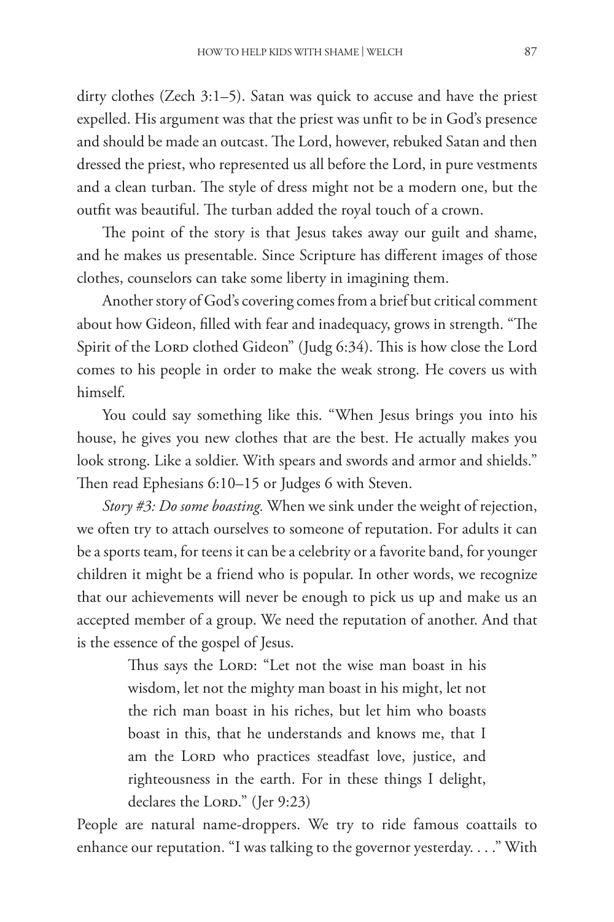dirty clothes (Zech 3:1–5). Satan was quick to accuse and have the priest expelled. His argument was that the priest was unfit to be in God's presence and should be made an outcast. The Lord, however, rebuked Satan and then dressed the priest, who represented us all before the Lord, in pure vestments and a clean turban. The style of dress might not be a modern one, but the outfit was beautiful. The turban added the royal touch of a crown.

The point of the story is that Jesus takes away our guilt and shame, and he makes us presentable. Since Scripture has different images of those clothes, counselors can take some liberty in imagining them.

Another story of God's covering comes from a brief but critical comment about how Gideon, filled with fear and inadequacy, grows in strength. "The Spirit of the Lord clothed Gideon" (Judg 6:34). This is how close the Lord comes to his people in order to make the weak strong. He covers us with himself.

You could say something like this. "When Jesus brings you into his house, he gives you new clothes that are the best. He actually makes you look strong. Like a soldier. With spears and swords and armor and shields." Then read Ephesians 6:10–15 or Judges 6 with Steven.

*Story #3: Do some boasting.* When we sink under the weight of rejection, we often try to attach ourselves to someone of reputation. For adults it can be a sports team, for teens it can be a celebrity or a favorite band, for younger children it might be a friend who is popular. In other words, we recognize that our achievements will never be enough to pick us up and make us an accepted member of a group. We need the reputation of another. And that is the essence of the gospel of Jesus.

> Thus says the Lord: "Let not the wise man boast in his wisdom, let not the mighty man boast in his might, let not the rich man boast in his riches, but let him who boasts boast in this, that he understands and knows me, that I am the Lord who practices steadfast love, justice, and righteousness in the earth. For in these things I delight, declares the Lord." (Jer 9:23)

People are natural name-droppers. We try to ride famous coattails to enhance our reputation. "I was talking to the governor yesterday. . . ." With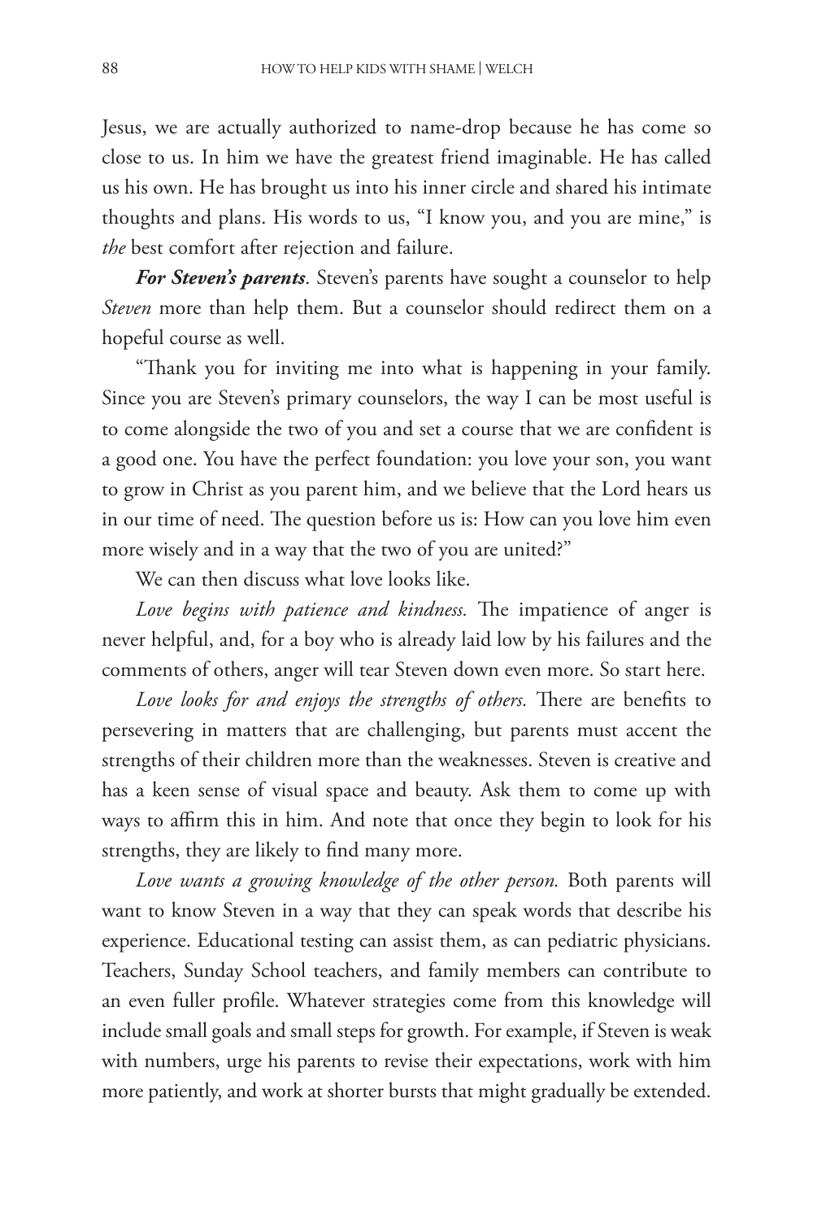Jesus, we are actually authorized to name-drop because he has come so close to us. In him we have the greatest friend imaginable. He has called us his own. He has brought us into his inner circle and shared his intimate thoughts and plans. His words to us, "I know you, and you are mine," is *the* best comfort after rejection and failure.

***For Steven's parents***. Steven's parents have sought a counselor to help *Steven* more than help them. But a counselor should redirect them on a hopeful course as well.

"Thank you for inviting me into what is happening in your family. Since you are Steven's primary counselors, the way I can be most useful is to come alongside the two of you and set a course that we are confident is a good one. You have the perfect foundation: you love your son, you want to grow in Christ as you parent him, and we believe that the Lord hears us in our time of need. The question before us is: How can you love him even more wisely and in a way that the two of you are united?"

We can then discuss what love looks like.

*Love begins with patience and kindness.* The impatience of anger is never helpful, and, for a boy who is already laid low by his failures and the comments of others, anger will tear Steven down even more. So start here.

*Love looks for and enjoys the strengths of others.* There are benefits to persevering in matters that are challenging, but parents must accent the strengths of their children more than the weaknesses. Steven is creative and has a keen sense of visual space and beauty. Ask them to come up with ways to affirm this in him. And note that once they begin to look for his strengths, they are likely to find many more.

*Love wants a growing knowledge of the other person.* Both parents will want to know Steven in a way that they can speak words that describe his experience. Educational testing can assist them, as can pediatric physicians. Teachers, Sunday School teachers, and family members can contribute to an even fuller profile. Whatever strategies come from this knowledge will include small goals and small steps for growth. For example, if Steven is weak with numbers, urge his parents to revise their expectations, work with him more patiently, and work at shorter bursts that might gradually be extended.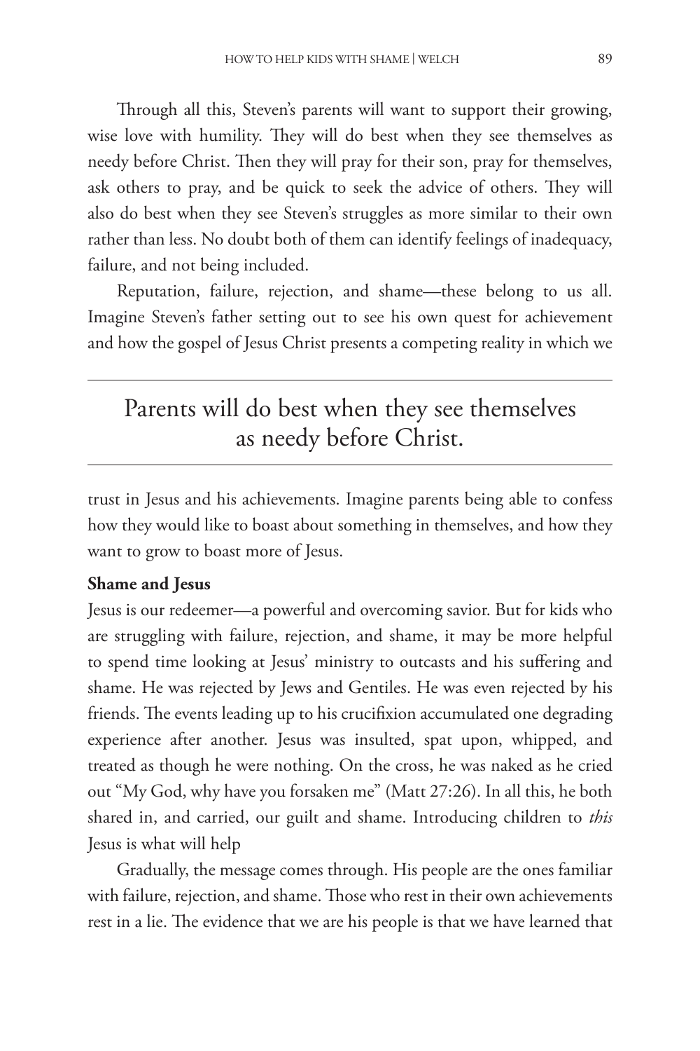Through all this, Steven's parents will want to support their growing, wise love with humility. They will do best when they see themselves as needy before Christ. Then they will pray for their son, pray for themselves, ask others to pray, and be quick to seek the advice of others. They will also do best when they see Steven's struggles as more similar to their own rather than less. No doubt both of them can identify feelings of inadequacy, failure, and not being included.

Reputation, failure, rejection, and shame—these belong to us all. Imagine Steven's father setting out to see his own quest for achievement and how the gospel of Jesus Christ presents a competing reality in which we trust in Jesus and his achievements. Imagine parents being able to confess how they would like to boast about something in themselves, and how they want to grow to boast more of Jesus.

> Parents will do best when they see themselves as needy before Christ.

**Shame and Jesus**

Jesus is our redeemer—a powerful and overcoming savior. But for kids who are struggling with failure, rejection, and shame, it may be more helpful to spend time looking at Jesus' ministry to outcasts and his suffering and shame. He was rejected by Jews and Gentiles. He was even rejected by his friends. The events leading up to his crucifixion accumulated one degrading experience after another. Jesus was insulted, spat upon, whipped, and treated as though he were nothing. On the cross, he was naked as he cried out "My God, why have you forsaken me" (Matt 27:26). In all this, he both shared in, and carried, our guilt and shame. Introducing children to *this* Jesus is what will help

Gradually, the message comes through. His people are the ones familiar with failure, rejection, and shame. Those who rest in their own achievements rest in a lie. The evidence that we are his people is that we have learned that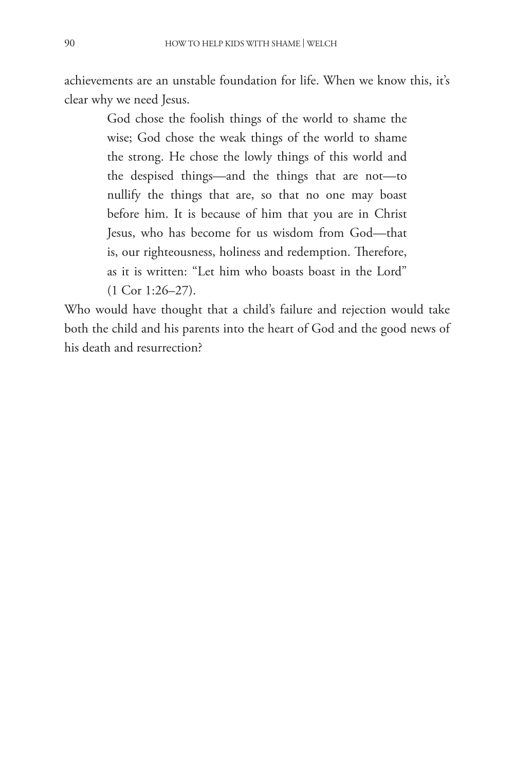achievements are an unstable foundation for life. When we know this, it's clear why we need Jesus.

> God chose the foolish things of the world to shame the wise; God chose the weak things of the world to shame the strong. He chose the lowly things of this world and the despised things—and the things that are not—to nullify the things that are, so that no one may boast before him. It is because of him that you are in Christ Jesus, who has become for us wisdom from God—that is, our righteousness, holiness and redemption. Therefore, as it is written: "Let him who boasts boast in the Lord" (1 Cor 1:26–27).

Who would have thought that a child's failure and rejection would take both the child and his parents into the heart of God and the good news of his death and resurrection?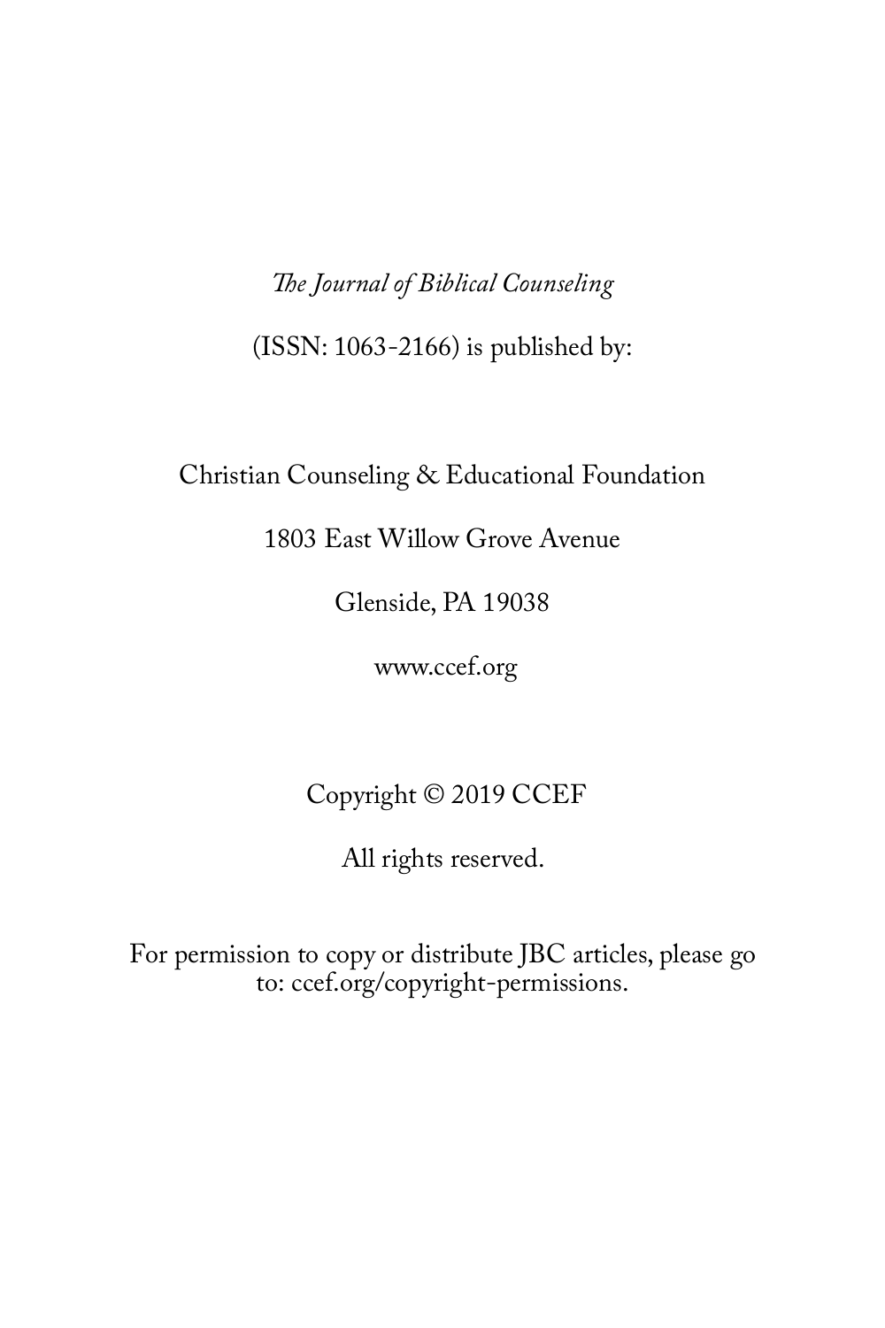*The Journal of Biblical Counseling*

(ISSN: 1063-2166) is published by:

Christian Counseling & Educational Foundation

1803 East Willow Grove Avenue

Glenside, PA 19038

www.ccef.org

Copyright © 2019 CCEF

All rights reserved.

For permission to copy or distribute JBC articles, please go to: ccef.org/copyright-permissions.